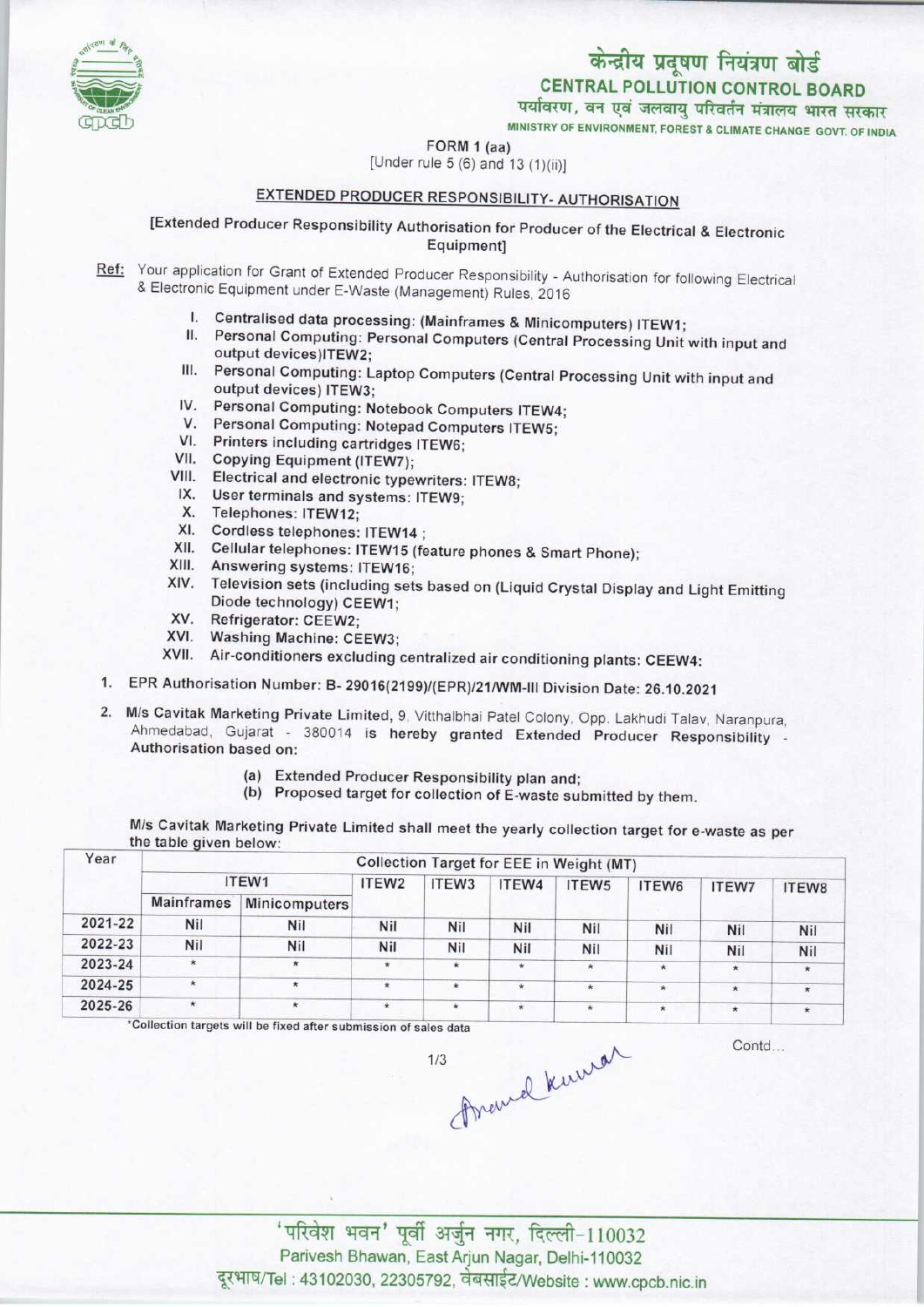केन्द्रीय प्रदूषण नियंत्रण बोर्ड

**CENTRAL POLLUTION CONTROL BOARD**

पर्यावरण, वन एवं जलवायु परिवर्तन मंत्रालय भारत सरकार

MINISTRY OF ENVIRONMENT, FOREST & CLIMATE CHANGE GOVT. OF INDIA

FORM 1 (aa)

[Under rule 5 (6) and 13 (1)(ii)]

## EXTENDED PRODUCER RESPONSIBILITY- AUTHORISATION

[Extended Producer Responsibility Authorisation for Producer of the Electrical & Electronic Equipment]

Ref: Your application for Grant of Extended Producer Responsibility - Authorisation for following Electrical & Electronic Equipment under E-Waste (Management) Rules, 2016

I. Centralised data processing: (Mainframes & Minicomputers) ITEW1;
II. Personal Computing: Personal Computers (Central Processing Unit with input and output devices)ITEW2;
III. Personal Computing: Laptop Computers (Central Processing Unit with input and output devices) ITEW3;
IV. Personal Computing: Notebook Computers ITEW4;
V. Personal Computing: Notepad Computers ITEW5;
VI. Printers including cartridges ITEW6;
VII. Copying Equipment (ITEW7);
VIII. Electrical and electronic typewriters: ITEW8;
IX. User terminals and systems: ITEW9;
X. Telephones: ITEW12;
XI. Cordless telephones: ITEW14 ;
XII. Cellular telephones: ITEW15 (feature phones & Smart Phone);
XIII. Answering systems: ITEW16;
XIV. Television sets (including sets based on (Liquid Crystal Display and Light Emitting Diode technology) CEEW1;
XV. Refrigerator: CEEW2;
XVI. Washing Machine: CEEW3;
XVII. Air-conditioners excluding centralized air conditioning plants: CEEW4:

1. EPR Authorisation Number: B- 29016(2199)/(EPR)/21/WM-III Division Date: 26.10.2021

2. M/s Cavitak Marketing Private Limited, 9, Vitthalbhai Patel Colony, Opp. Lakhudi Talav, Naranpura, Ahmedabad, Gujarat - 380014 is hereby granted Extended Producer Responsibility - Authorisation based on:

   (a) Extended Producer Responsibility plan and;
   (b) Proposed target for collection of E-waste submitted by them.

M/s Cavitak Marketing Private Limited shall meet the yearly collection target for e-waste as per the table given below:

| Year | Collection Target for EEE in Weight (MT) | | | | | | | | |
|---|---|---|---|---|---|---|---|---|---|
| | ITEW1 | | ITEW2 | ITEW3 | ITEW4 | ITEW5 | ITEW6 | ITEW7 | ITEW8 |
| | Mainframes | Minicomputers | | | | | | | |
| 2021-22 | Nil | Nil | Nil | Nil | Nil | Nil | Nil | Nil | Nil |
| 2022-23 | Nil | Nil | Nil | Nil | Nil | Nil | Nil | Nil | Nil |
| 2023-24 | * | * | * | * | * | * | * | * | * |
| 2024-25 | * | * | * | * | * | * | * | * | * |
| 2025-26 | * | * | * | * | * | * | * | * | * |

*Collection targets will be fixed after submission of sales data

Contd...

'परिवेश भवन' पूर्वी अर्जुन नगर, दिल्ली-110032

Parivesh Bhawan, East Arjun Nagar, Delhi-110032

दूरभाष/Tel : 43102030, 22305792, वेबसाईट/Website : www.cpcb.nic.in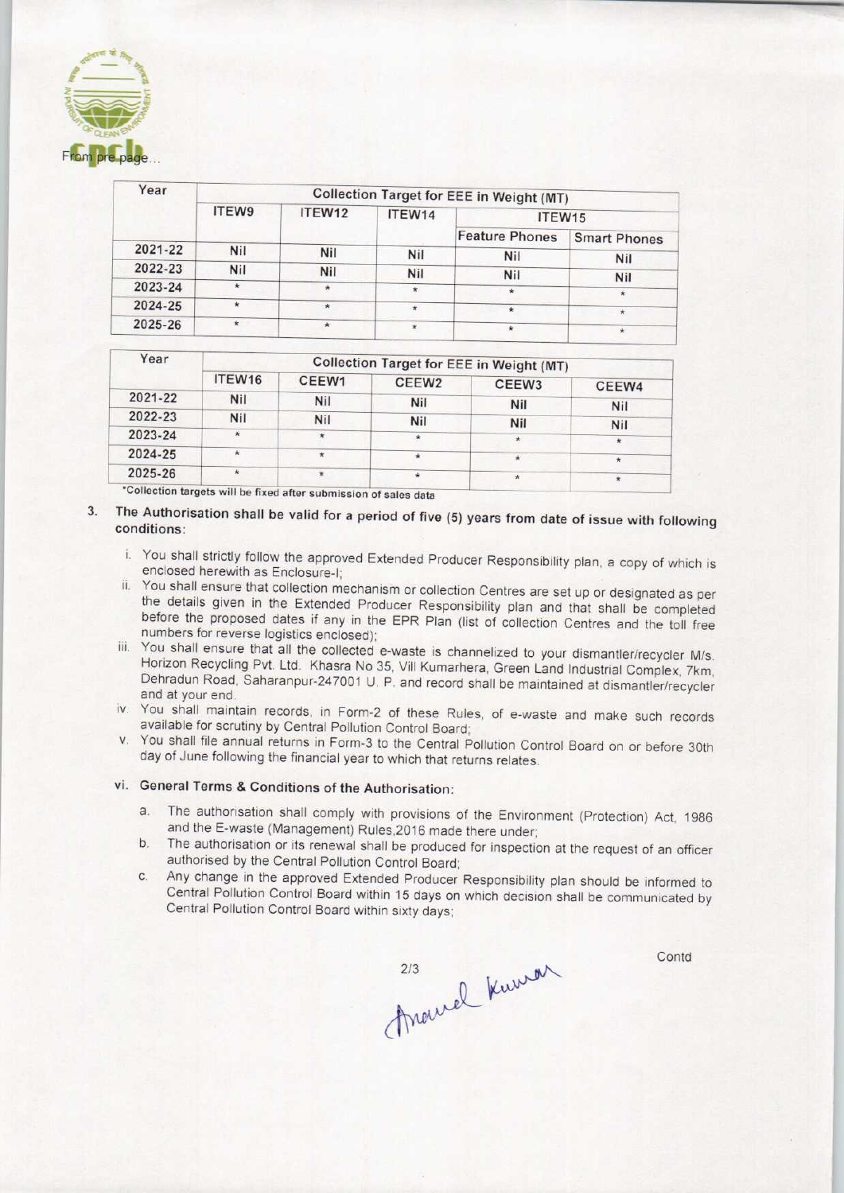From pre page...

| Year | Collection Target for EEE in Weight (MT) | | | | |
|---|---|---|---|---|---|
| | ITEW9 | ITEW12 | ITEW14 | ITEW15 | |
| | | | | Feature Phones | Smart Phones |
| 2021-22 | Nil | Nil | Nil | Nil | Nil |
| 2022-23 | Nil | Nil | Nil | Nil | Nil |
| 2023-24 | * | * | * | * | * |
| 2024-25 | * | * | * | * | * |
| 2025-26 | * | * | * | * | * |

| Year | Collection Target for EEE in Weight (MT) | | | | |
|---|---|---|---|---|---|
| | ITEW16 | CEEW1 | CEEW2 | CEEW3 | CEEW4 |
| 2021-22 | Nil | Nil | Nil | Nil | Nil |
| 2022-23 | Nil | Nil | Nil | Nil | Nil |
| 2023-24 | * | * | * | * | * |
| 2024-25 | * | * | * | * | * |
| 2025-26 | * | * | * | * | * |

*Collection targets will be fixed after submission of sales data

3. **The Authorisation shall be valid for a period of five (5) years from date of issue with following conditions:**

   i. You shall strictly follow the approved Extended Producer Responsibility plan, a copy of which is enclosed herewith as Enclosure-I;

   ii. You shall ensure that collection mechanism or collection Centres are set up or designated as per the details given in the Extended Producer Responsibility plan and that shall be completed before the proposed dates if any in the EPR Plan (list of collection Centres and the toll free numbers for reverse logistics enclosed);

   iii. You shall ensure that all the collected e-waste is channelized to your dismantler/recycler M/s. Horizon Recycling Pvt. Ltd. Khasra No 35, Vill Kumarhera, Green Land Industrial Complex, 7km, Dehradun Road, Saharanpur-247001 U. P. and record shall be maintained at dismantler/recycler and at your end.

   iv. You shall maintain records, in Form-2 of these Rules, of e-waste and make such records available for scrutiny by Central Pollution Control Board;

   v. You shall file annual returns in Form-3 to the Central Pollution Control Board on or before 30th day of June following the financial year to which that returns relates.

   vi. **General Terms & Conditions of the Authorisation:**

      a. The authorisation shall comply with provisions of the Environment (Protection) Act, 1986 and the E-waste (Management) Rules,2016 made there under;

      b. The authorisation or its renewal shall be produced for inspection at the request of an officer authorised by the Central Pollution Control Board;

      c. Any change in the approved Extended Producer Responsibility plan should be informed to Central Pollution Control Board within 15 days on which decision shall be communicated by Central Pollution Control Board within sixty days;

Anand Kumar

Contd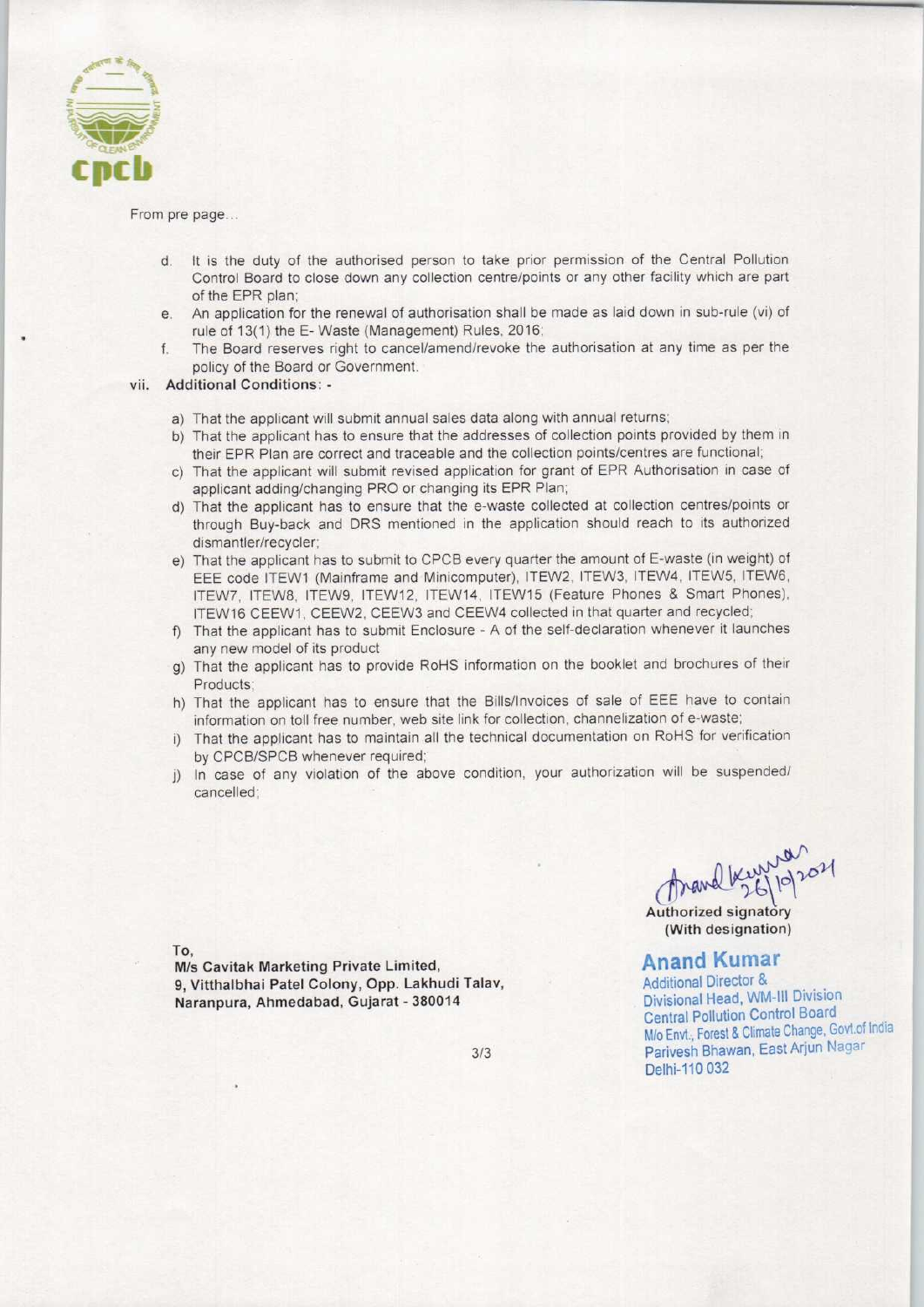From pre page...

d. It is the duty of the authorised person to take prior permission of the Central Pollution Control Board to close down any collection centre/points or any other facility which are part of the EPR plan;
e. An application for the renewal of authorisation shall be made as laid down in sub-rule (vi) of rule of 13(1) the E- Waste (Management) Rules, 2016;
f. The Board reserves right to cancel/amend/revoke the authorisation at any time as per the policy of the Board or Government.

vii. **Additional Conditions: -**

a) That the applicant will submit annual sales data along with annual returns;
b) That the applicant has to ensure that the addresses of collection points provided by them in their EPR Plan are correct and traceable and the collection points/centres are functional;
c) That the applicant will submit revised application for grant of EPR Authorisation in case of applicant adding/changing PRO or changing its EPR Plan;
d) That the applicant has to ensure that the e-waste collected at collection centres/points or through Buy-back and DRS mentioned in the application should reach to its authorized dismantler/recycler;
e) That the applicant has to submit to CPCB every quarter the amount of E-waste (in weight) of EEE code ITEW1 (Mainframe and Minicomputer), ITEW2, ITEW3, ITEW4, ITEW5, ITEW6, ITEW7, ITEW8, ITEW9, ITEW12, ITEW14, ITEW15 (Feature Phones & Smart Phones), ITEW16 CEEW1, CEEW2, CEEW3 and CEEW4 collected in that quarter and recycled;
f) That the applicant has to submit Enclosure - A of the self-declaration whenever it launches any new model of its product
g) That the applicant has to provide RoHS information on the booklet and brochures of their Products;
h) That the applicant has to ensure that the Bills/Invoices of sale of EEE have to contain information on toll free number, web site link for collection, channelization of e-waste;
i) That the applicant has to maintain all the technical documentation on RoHS for verification by CPCB/SPCB whenever required;
j) In case of any violation of the above condition, your authorization will be suspended/ cancelled;

Anand Kumar 26/10/2021

Authorized signatory
(With designation)

**Anand Kumar**
Additional Director &
Divisional Head, WM-III Division
Central Pollution Control Board
M/o Envt., Forest & Climate Change, Govt.of India
Parivesh Bhawan, East Arjun Nagar
Delhi-110 032

To,
**M/s Cavitak Marketing Private Limited,**
**9, Vitthalbhai Patel Colony, Opp. Lakhudi Talav,**
**Naranpura, Ahmedabad, Gujarat - 380014**